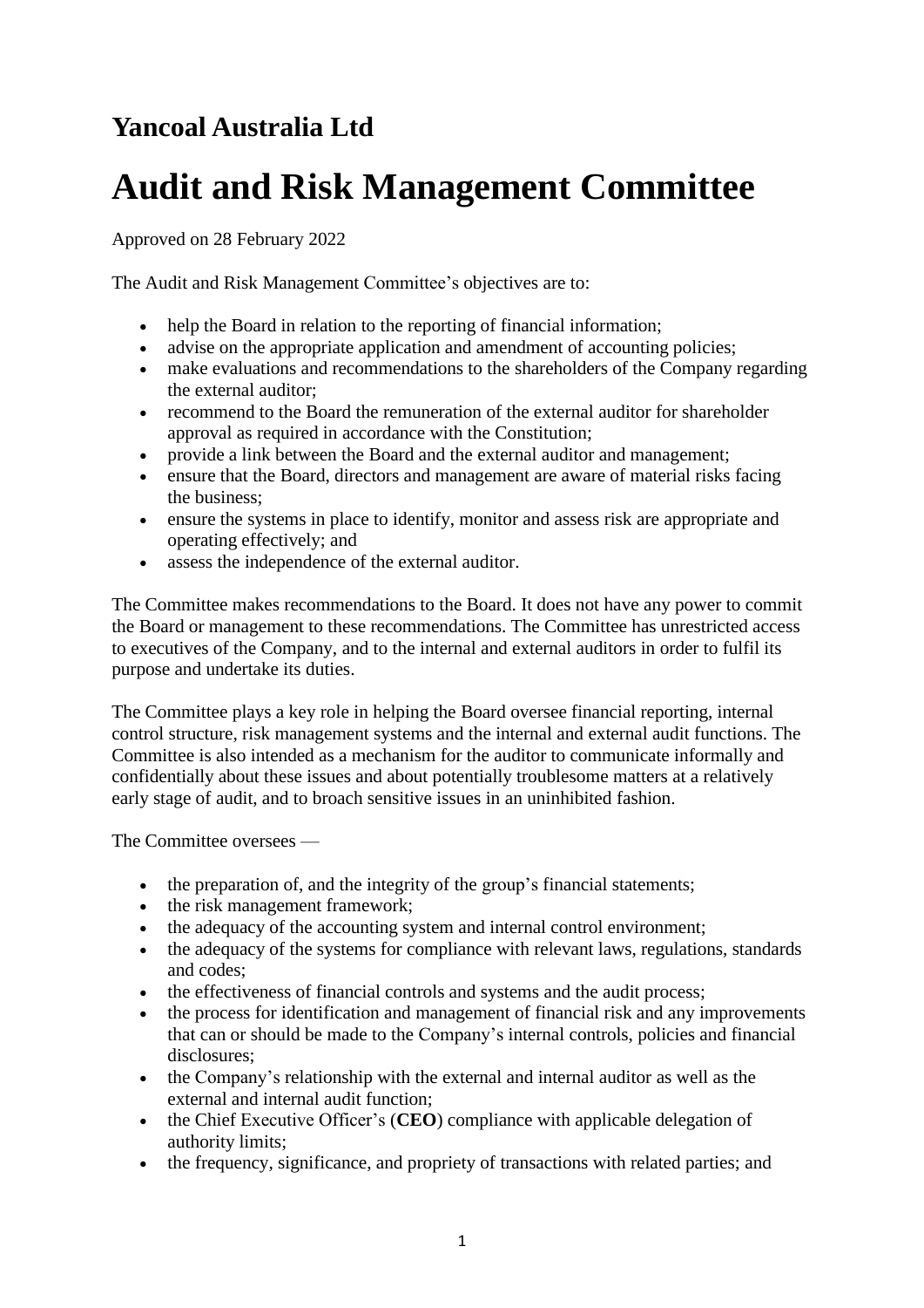## Yancoal Australia Ltd

# Audit and Risk Management Committee

Approved on 28 February 2022

The Audit and Risk Management Committee's objectives are to:

- help the Board in relation to the reporting of financial information;
- advise on the appropriate application and amendment of accounting policies;
- make evaluations and recommendations to the shareholders of the Company regarding the external auditor;
- recommend to the Board the remuneration of the external auditor for shareholder approval as required in accordance with the Constitution;
- provide a link between the Board and the external auditor and management;
- ensure that the Board, directors and management are aware of material risks facing the business;
- ensure the systems in place to identify, monitor and assess risk are appropriate and operating effectively; and
- assess the independence of the external auditor.

The Committee makes recommendations to the Board. It does not have any power to commit the Board or management to these recommendations. The Committee has unrestricted access to executives of the Company, and to the internal and external auditors in order to fulfil its purpose and undertake its duties.

The Committee plays a key role in helping the Board oversee financial reporting, internal control structure, risk management systems and the internal and external audit functions. The Committee is also intended as a mechanism for the auditor to communicate informally and confidentially about these issues and about potentially troublesome matters at a relatively early stage of audit, and to broach sensitive issues in an uninhibited fashion.

The Committee oversees —

- the preparation of, and the integrity of the group's financial statements;
- the risk management framework;
- the adequacy of the accounting system and internal control environment;
- the adequacy of the systems for compliance with relevant laws, regulations, standards and codes;
- the effectiveness of financial controls and systems and the audit process;
- the process for identification and management of financial risk and any improvements that can or should be made to the Company's internal controls, policies and financial disclosures;
- the Company's relationship with the external and internal auditor as well as the external and internal audit function;
- the Chief Executive Officer's (**CEO**) compliance with applicable delegation of authority limits;
- the frequency, significance, and propriety of transactions with related parties; and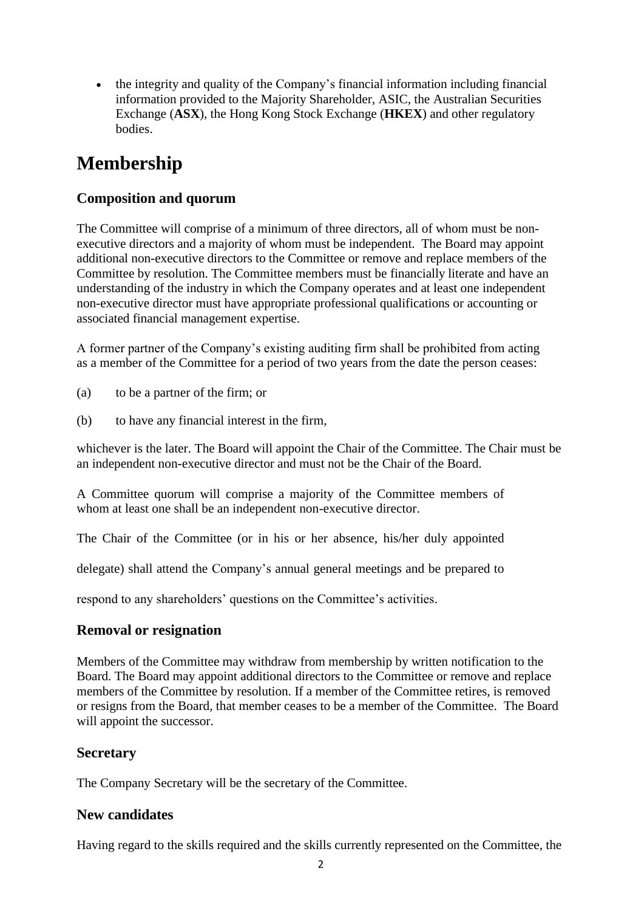- the integrity and quality of the Company's financial information including financial information provided to the Majority Shareholder, ASIC, the Australian Securities Exchange (**ASX**), the Hong Kong Stock Exchange (**HKEX**) and other regulatory bodies.

# Membership

## Composition and quorum

The Committee will comprise of a minimum of three directors, all of whom must be non-executive directors and a majority of whom must be independent. The Board may appoint additional non-executive directors to the Committee or remove and replace members of the Committee by resolution. The Committee members must be financially literate and have an understanding of the industry in which the Company operates and at least one independent non-executive director must have appropriate professional qualifications or accounting or associated financial management expertise.

A former partner of the Company's existing auditing firm shall be prohibited from acting as a member of the Committee for a period of two years from the date the person ceases:

(a) to be a partner of the firm; or

(b) to have any financial interest in the firm,

whichever is the later. The Board will appoint the Chair of the Committee. The Chair must be an independent non-executive director and must not be the Chair of the Board.

A Committee quorum will comprise a majority of the Committee members of whom at least one shall be an independent non-executive director.

The Chair of the Committee (or in his or her absence, his/her duly appointed delegate) shall attend the Company's annual general meetings and be prepared to respond to any shareholders' questions on the Committee's activities.

## Removal or resignation

Members of the Committee may withdraw from membership by written notification to the Board. The Board may appoint additional directors to the Committee or remove and replace members of the Committee by resolution. If a member of the Committee retires, is removed or resigns from the Board, that member ceases to be a member of the Committee. The Board will appoint the successor.

## Secretary

The Company Secretary will be the secretary of the Committee.

## New candidates

Having regard to the skills required and the skills currently represented on the Committee, the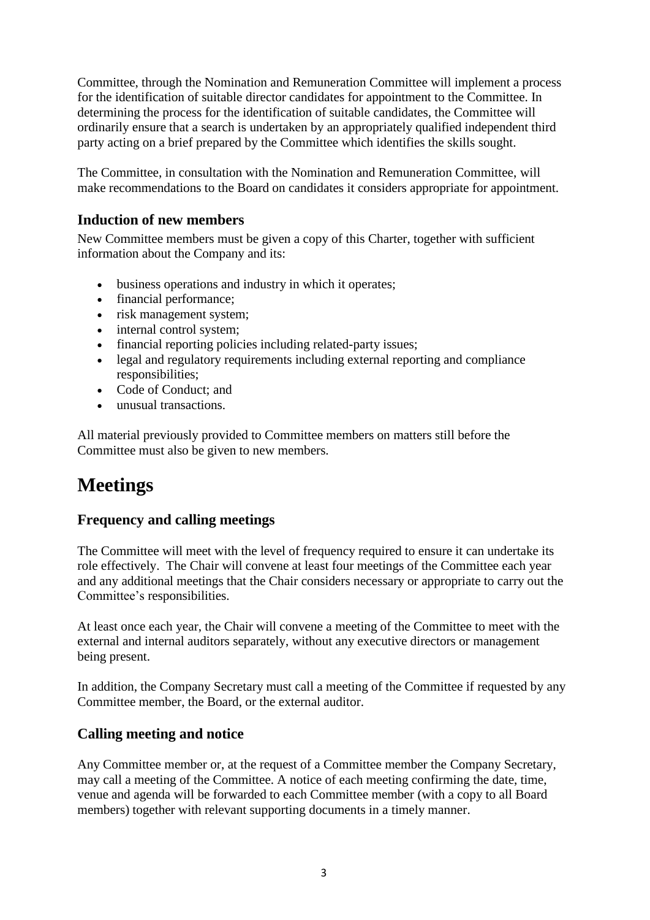Committee, through the Nomination and Remuneration Committee will implement a process for the identification of suitable director candidates for appointment to the Committee. In determining the process for the identification of suitable candidates, the Committee will ordinarily ensure that a search is undertaken by an appropriately qualified independent third party acting on a brief prepared by the Committee which identifies the skills sought.

The Committee, in consultation with the Nomination and Remuneration Committee, will make recommendations to the Board on candidates it considers appropriate for appointment.

### Induction of new members

New Committee members must be given a copy of this Charter, together with sufficient information about the Company and its:

- business operations and industry in which it operates;
- financial performance;
- risk management system;
- internal control system;
- financial reporting policies including related-party issues;
- legal and regulatory requirements including external reporting and compliance responsibilities;
- Code of Conduct; and
- unusual transactions.

All material previously provided to Committee members on matters still before the Committee must also be given to new members.

## Meetings

### Frequency and calling meetings

The Committee will meet with the level of frequency required to ensure it can undertake its role effectively. The Chair will convene at least four meetings of the Committee each year and any additional meetings that the Chair considers necessary or appropriate to carry out the Committee's responsibilities.

At least once each year, the Chair will convene a meeting of the Committee to meet with the external and internal auditors separately, without any executive directors or management being present.

In addition, the Company Secretary must call a meeting of the Committee if requested by any Committee member, the Board, or the external auditor.

### Calling meeting and notice

Any Committee member or, at the request of a Committee member the Company Secretary, may call a meeting of the Committee. A notice of each meeting confirming the date, time, venue and agenda will be forwarded to each Committee member (with a copy to all Board members) together with relevant supporting documents in a timely manner.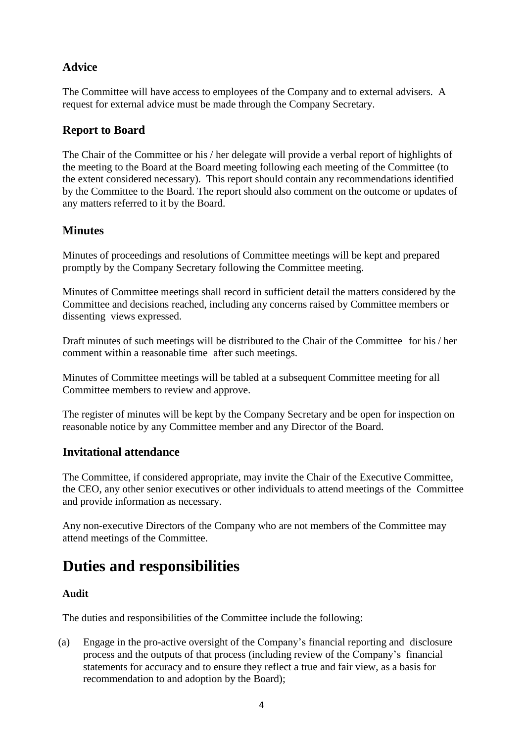### Advice

The Committee will have access to employees of the Company and to external advisers. A request for external advice must be made through the Company Secretary.

### Report to Board

The Chair of the Committee or his / her delegate will provide a verbal report of highlights of the meeting to the Board at the Board meeting following each meeting of the Committee (to the extent considered necessary). This report should contain any recommendations identified by the Committee to the Board. The report should also comment on the outcome or updates of any matters referred to it by the Board.

### Minutes

Minutes of proceedings and resolutions of Committee meetings will be kept and prepared promptly by the Company Secretary following the Committee meeting.

Minutes of Committee meetings shall record in sufficient detail the matters considered by the Committee and decisions reached, including any concerns raised by Committee members or dissenting views expressed.

Draft minutes of such meetings will be distributed to the Chair of the Committee for his / her comment within a reasonable time after such meetings.

Minutes of Committee meetings will be tabled at a subsequent Committee meeting for all Committee members to review and approve.

The register of minutes will be kept by the Company Secretary and be open for inspection on reasonable notice by any Committee member and any Director of the Board.

### Invitational attendance

The Committee, if considered appropriate, may invite the Chair of the Executive Committee, the CEO, any other senior executives or other individuals to attend meetings of the Committee and provide information as necessary.

Any non-executive Directors of the Company who are not members of the Committee may attend meetings of the Committee.

# Duties and responsibilities

**Audit**

The duties and responsibilities of the Committee include the following:

(a) Engage in the pro-active oversight of the Company's financial reporting and disclosure process and the outputs of that process (including review of the Company's financial statements for accuracy and to ensure they reflect a true and fair view, as a basis for recommendation to and adoption by the Board);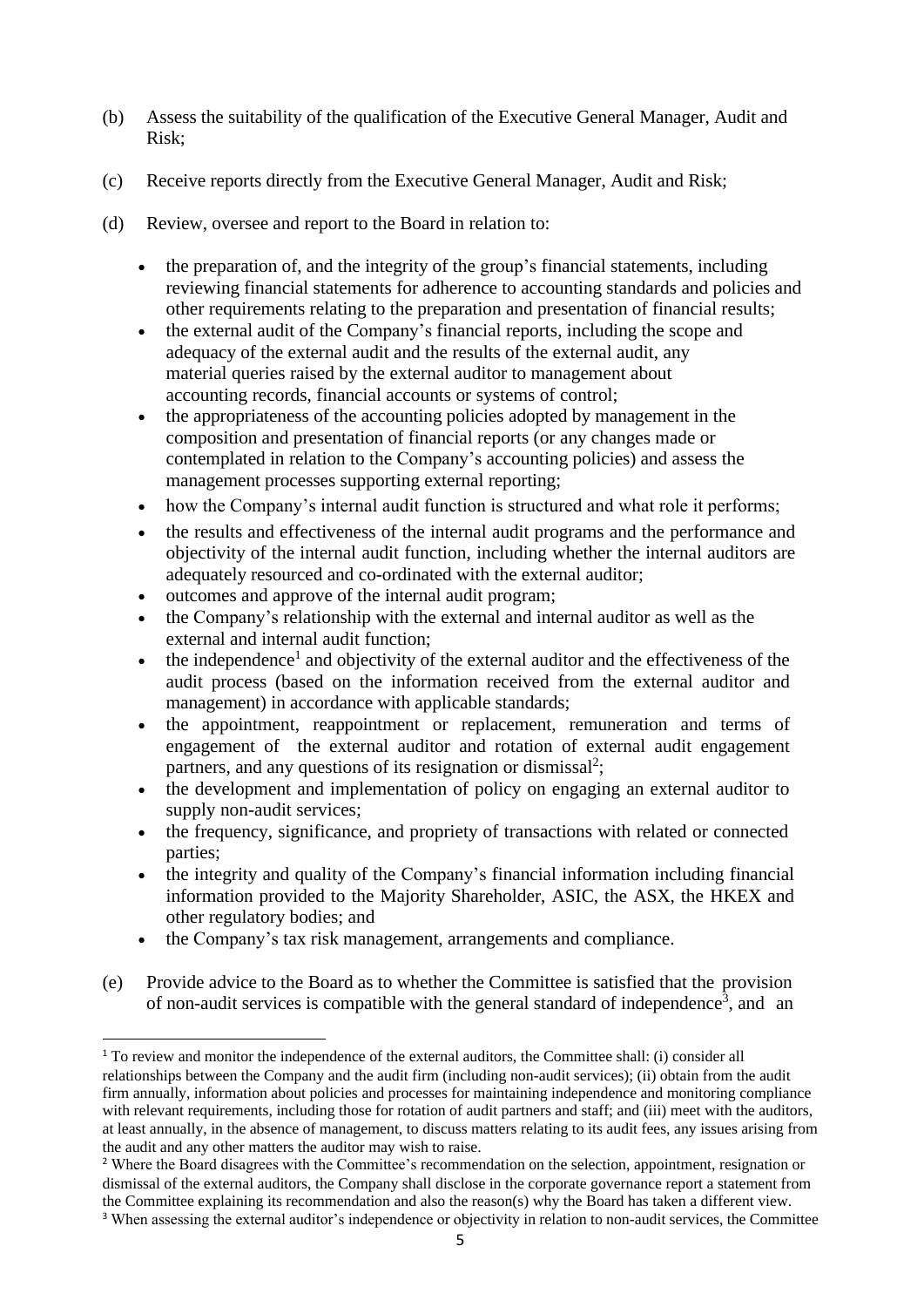(b) Assess the suitability of the qualification of the Executive General Manager, Audit and Risk;

(c) Receive reports directly from the Executive General Manager, Audit and Risk;

(d) Review, oversee and report to the Board in relation to:

- the preparation of, and the integrity of the group's financial statements, including reviewing financial statements for adherence to accounting standards and policies and other requirements relating to the preparation and presentation of financial results;
- the external audit of the Company's financial reports, including the scope and adequacy of the external audit and the results of the external audit, any material queries raised by the external auditor to management about accounting records, financial accounts or systems of control;
- the appropriateness of the accounting policies adopted by management in the composition and presentation of financial reports (or any changes made or contemplated in relation to the Company's accounting policies) and assess the management processes supporting external reporting;
- how the Company's internal audit function is structured and what role it performs;
- the results and effectiveness of the internal audit programs and the performance and objectivity of the internal audit function, including whether the internal auditors are adequately resourced and co-ordinated with the external auditor;
- outcomes and approve of the internal audit program;
- the Company's relationship with the external and internal auditor as well as the external and internal audit function;
- the independence[1] and objectivity of the external auditor and the effectiveness of the audit process (based on the information received from the external auditor and management) in accordance with applicable standards;
- the appointment, reappointment or replacement, remuneration and terms of engagement of the external auditor and rotation of external audit engagement partners, and any questions of its resignation or dismissal[2];
- the development and implementation of policy on engaging an external auditor to supply non-audit services;
- the frequency, significance, and propriety of transactions with related or connected parties;
- the integrity and quality of the Company's financial information including financial information provided to the Majority Shareholder, ASIC, the ASX, the HKEX and other regulatory bodies; and
- the Company's tax risk management, arrangements and compliance.

(e) Provide advice to the Board as to whether the Committee is satisfied that the provision of non-audit services is compatible with the general standard of independence[3], and an

---

[1] To review and monitor the independence of the external auditors, the Committee shall: (i) consider all relationships between the Company and the audit firm (including non-audit services); (ii) obtain from the audit firm annually, information about policies and processes for maintaining independence and monitoring compliance with relevant requirements, including those for rotation of audit partners and staff; and (iii) meet with the auditors, at least annually, in the absence of management, to discuss matters relating to its audit fees, any issues arising from the audit and any other matters the auditor may wish to raise.

[2] Where the Board disagrees with the Committee's recommendation on the selection, appointment, resignation or dismissal of the external auditors, the Company shall disclose in the corporate governance report a statement from the Committee explaining its recommendation and also the reason(s) why the Board has taken a different view.

[3] When assessing the external auditor's independence or objectivity in relation to non-audit services, the Committee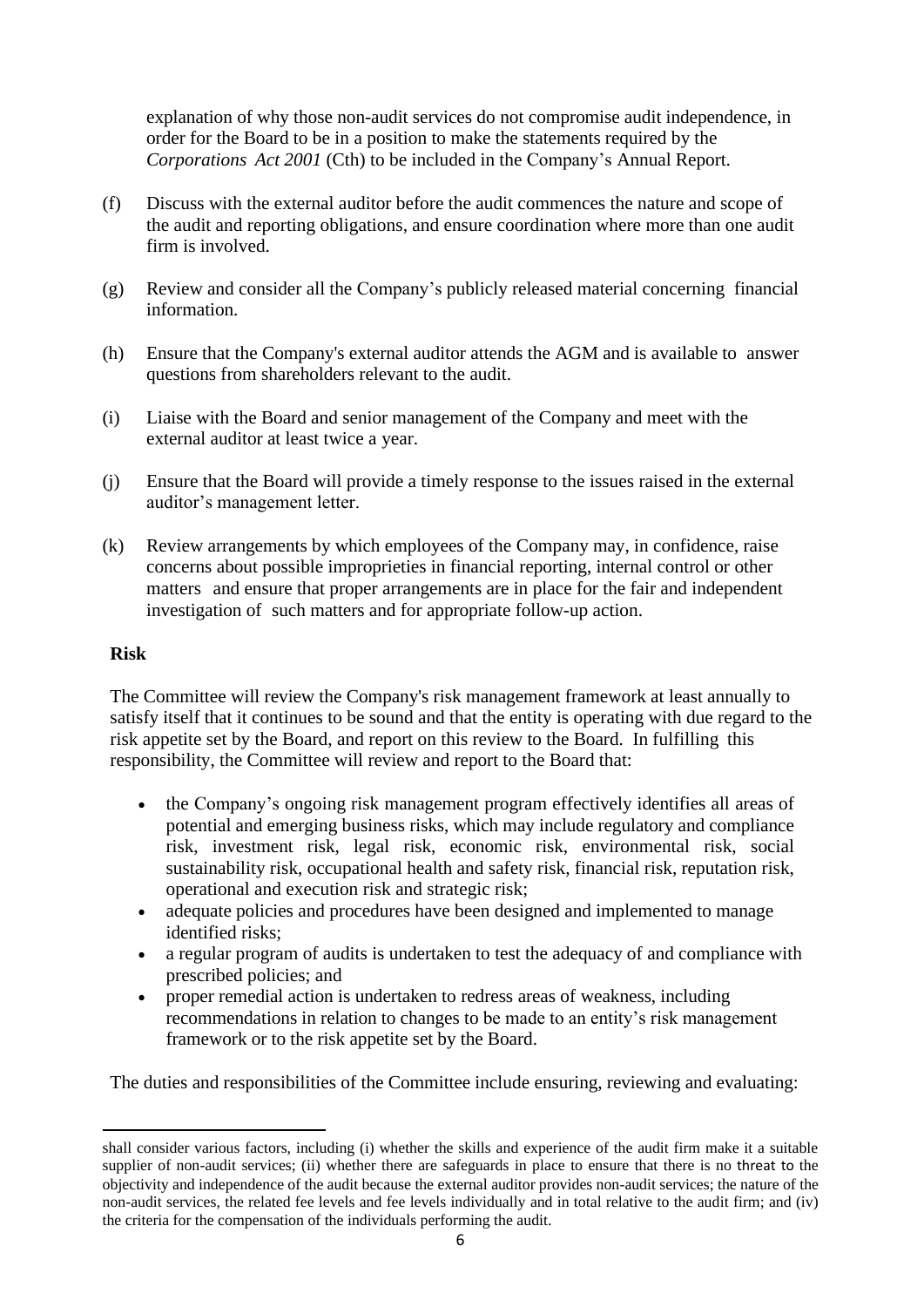explanation of why those non-audit services do not compromise audit independence, in order for the Board to be in a position to make the statements required by the *Corporations Act 2001* (Cth) to be included in the Company's Annual Report.

(f) Discuss with the external auditor before the audit commences the nature and scope of the audit and reporting obligations, and ensure coordination where more than one audit firm is involved.

(g) Review and consider all the Company's publicly released material concerning financial information.

(h) Ensure that the Company's external auditor attends the AGM and is available to answer questions from shareholders relevant to the audit.

(i) Liaise with the Board and senior management of the Company and meet with the external auditor at least twice a year.

(j) Ensure that the Board will provide a timely response to the issues raised in the external auditor's management letter.

(k) Review arrangements by which employees of the Company may, in confidence, raise concerns about possible improprieties in financial reporting, internal control or other matters and ensure that proper arrangements are in place for the fair and independent investigation of such matters and for appropriate follow-up action.

**Risk**

The Committee will review the Company's risk management framework at least annually to satisfy itself that it continues to be sound and that the entity is operating with due regard to the risk appetite set by the Board, and report on this review to the Board. In fulfilling this responsibility, the Committee will review and report to the Board that:

- the Company's ongoing risk management program effectively identifies all areas of potential and emerging business risks, which may include regulatory and compliance risk, investment risk, legal risk, economic risk, environmental risk, social sustainability risk, occupational health and safety risk, financial risk, reputation risk, operational and execution risk and strategic risk;
- adequate policies and procedures have been designed and implemented to manage identified risks;
- a regular program of audits is undertaken to test the adequacy of and compliance with prescribed policies; and
- proper remedial action is undertaken to redress areas of weakness, including recommendations in relation to changes to be made to an entity's risk management framework or to the risk appetite set by the Board.

The duties and responsibilities of the Committee include ensuring, reviewing and evaluating:

---

shall consider various factors, including (i) whether the skills and experience of the audit firm make it a suitable supplier of non-audit services; (ii) whether there are safeguards in place to ensure that there is no threat to the objectivity and independence of the audit because the external auditor provides non-audit services; the nature of the non-audit services, the related fee levels and fee levels individually and in total relative to the audit firm; and (iv) the criteria for the compensation of the individuals performing the audit.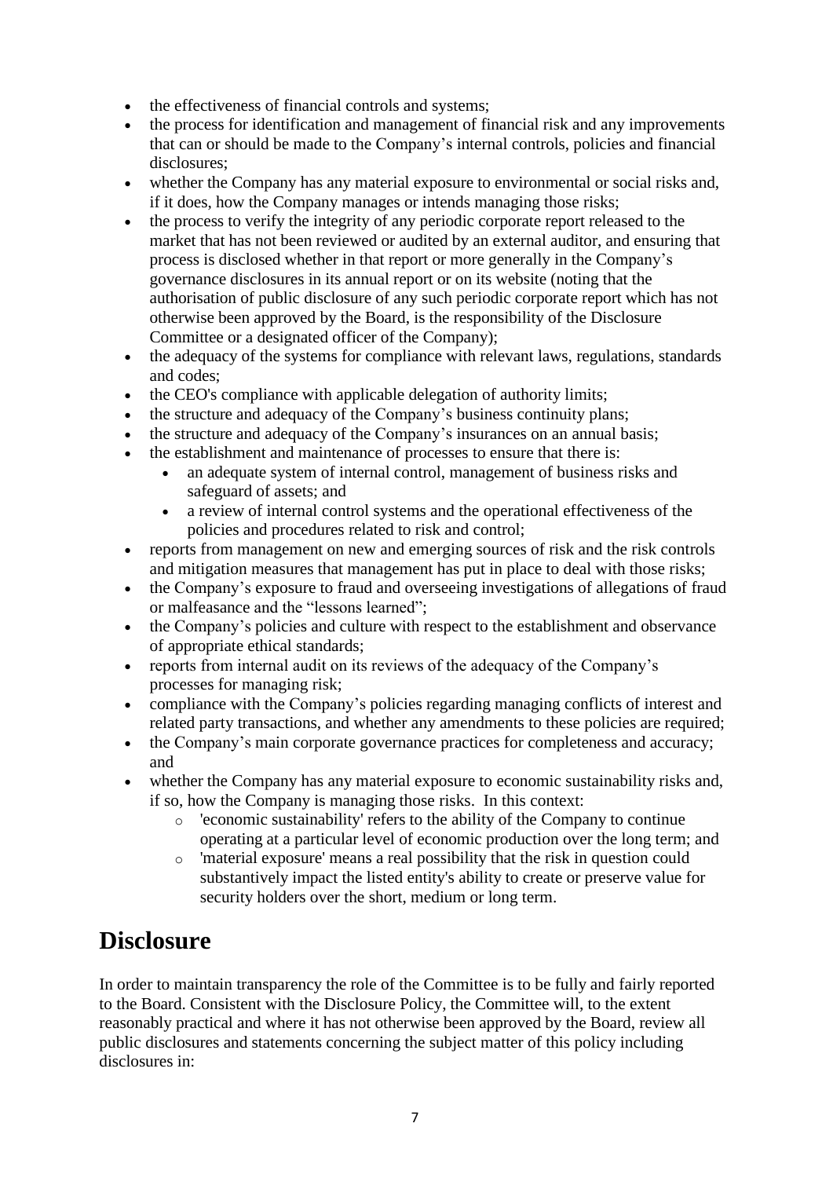- the effectiveness of financial controls and systems;
- the process for identification and management of financial risk and any improvements that can or should be made to the Company's internal controls, policies and financial disclosures;
- whether the Company has any material exposure to environmental or social risks and, if it does, how the Company manages or intends managing those risks;
- the process to verify the integrity of any periodic corporate report released to the market that has not been reviewed or audited by an external auditor, and ensuring that process is disclosed whether in that report or more generally in the Company's governance disclosures in its annual report or on its website (noting that the authorisation of public disclosure of any such periodic corporate report which has not otherwise been approved by the Board, is the responsibility of the Disclosure Committee or a designated officer of the Company);
- the adequacy of the systems for compliance with relevant laws, regulations, standards and codes;
- the CEO's compliance with applicable delegation of authority limits;
- the structure and adequacy of the Company's business continuity plans;
- the structure and adequacy of the Company's insurances on an annual basis;
- the establishment and maintenance of processes to ensure that there is:
    - an adequate system of internal control, management of business risks and safeguard of assets; and
    - a review of internal control systems and the operational effectiveness of the policies and procedures related to risk and control;
- reports from management on new and emerging sources of risk and the risk controls and mitigation measures that management has put in place to deal with those risks;
- the Company's exposure to fraud and overseeing investigations of allegations of fraud or malfeasance and the "lessons learned";
- the Company's policies and culture with respect to the establishment and observance of appropriate ethical standards;
- reports from internal audit on its reviews of the adequacy of the Company's processes for managing risk;
- compliance with the Company's policies regarding managing conflicts of interest and related party transactions, and whether any amendments to these policies are required;
- the Company's main corporate governance practices for completeness and accuracy; and
- whether the Company has any material exposure to economic sustainability risks and, if so, how the Company is managing those risks. In this context:
    - 'economic sustainability' refers to the ability of the Company to continue operating at a particular level of economic production over the long term; and
    - 'material exposure' means a real possibility that the risk in question could substantively impact the listed entity's ability to create or preserve value for security holders over the short, medium or long term.

# Disclosure

In order to maintain transparency the role of the Committee is to be fully and fairly reported to the Board. Consistent with the Disclosure Policy, the Committee will, to the extent reasonably practical and where it has not otherwise been approved by the Board, review all public disclosures and statements concerning the subject matter of this policy including disclosures in: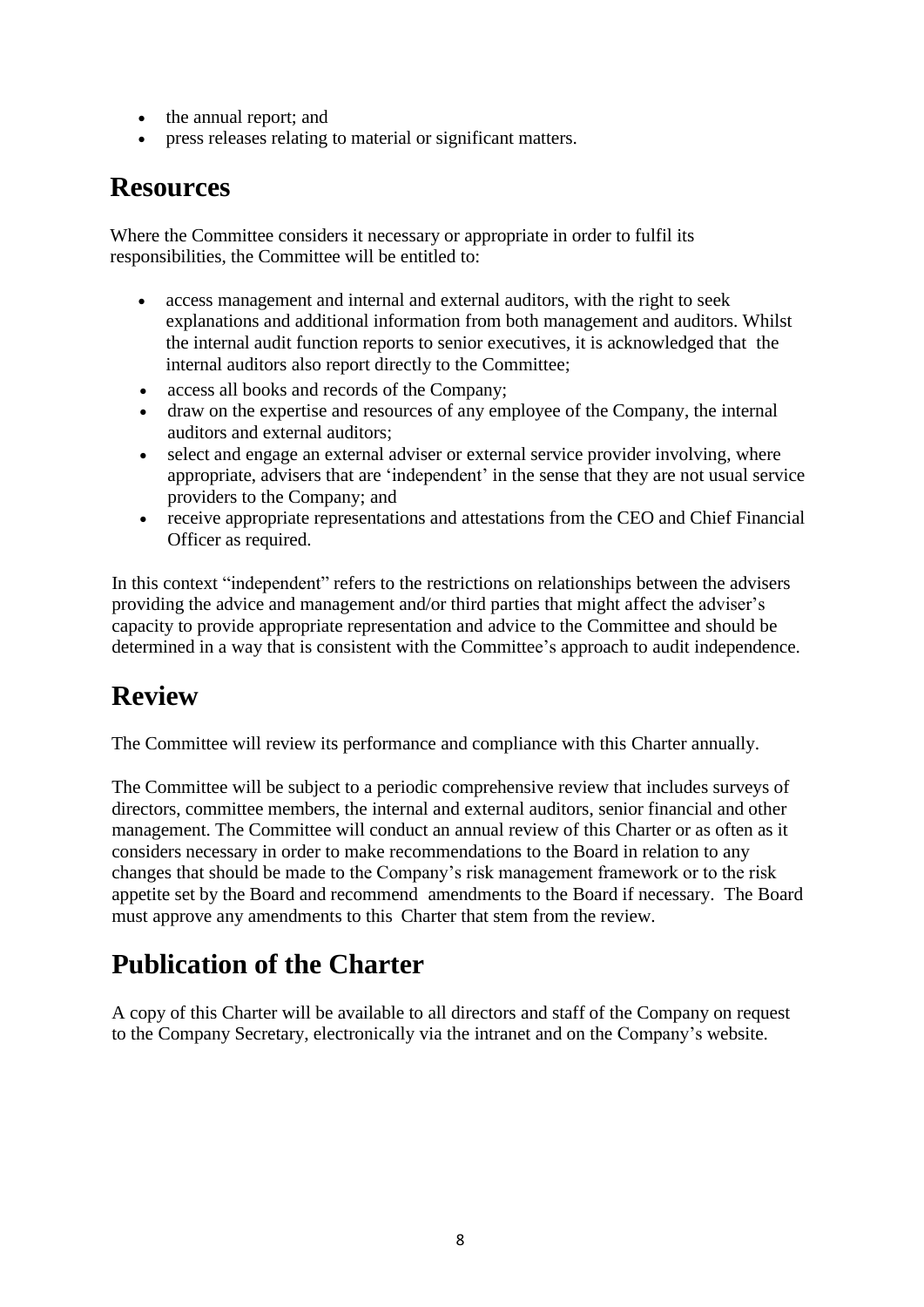- the annual report; and
- press releases relating to material or significant matters.

## Resources

Where the Committee considers it necessary or appropriate in order to fulfil its responsibilities, the Committee will be entitled to:

- access management and internal and external auditors, with the right to seek explanations and additional information from both management and auditors. Whilst the internal audit function reports to senior executives, it is acknowledged that the internal auditors also report directly to the Committee;
- access all books and records of the Company;
- draw on the expertise and resources of any employee of the Company, the internal auditors and external auditors;
- select and engage an external adviser or external service provider involving, where appropriate, advisers that are 'independent' in the sense that they are not usual service providers to the Company; and
- receive appropriate representations and attestations from the CEO and Chief Financial Officer as required.

In this context "independent" refers to the restrictions on relationships between the advisers providing the advice and management and/or third parties that might affect the adviser's capacity to provide appropriate representation and advice to the Committee and should be determined in a way that is consistent with the Committee's approach to audit independence.

## Review

The Committee will review its performance and compliance with this Charter annually.

The Committee will be subject to a periodic comprehensive review that includes surveys of directors, committee members, the internal and external auditors, senior financial and other management. The Committee will conduct an annual review of this Charter or as often as it considers necessary in order to make recommendations to the Board in relation to any changes that should be made to the Company's risk management framework or to the risk appetite set by the Board and recommend amendments to the Board if necessary. The Board must approve any amendments to this Charter that stem from the review.

## Publication of the Charter

A copy of this Charter will be available to all directors and staff of the Company on request to the Company Secretary, electronically via the intranet and on the Company's website.